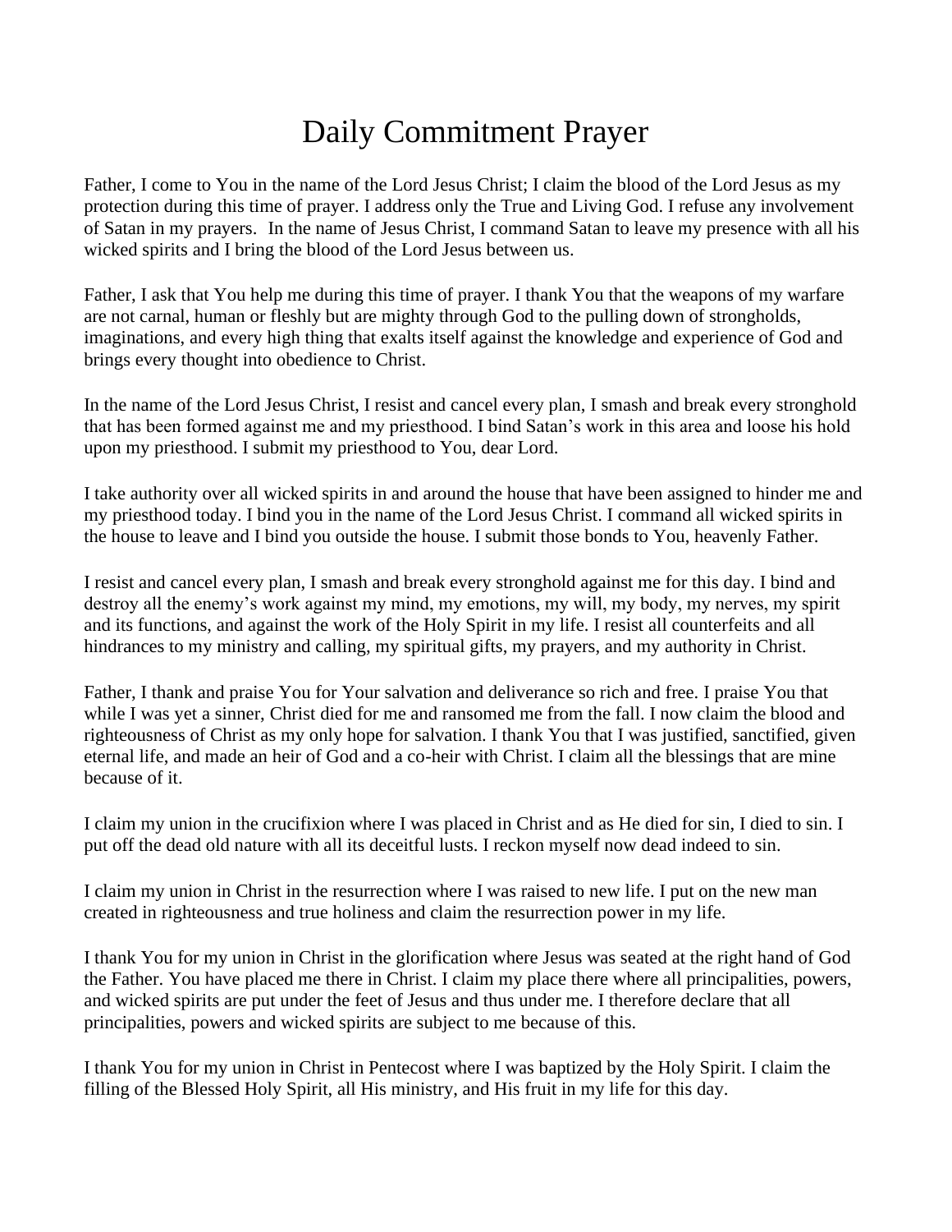# Daily Commitment Prayer

Father, I come to You in the name of the Lord Jesus Christ; I claim the blood of the Lord Jesus as my protection during this time of prayer. I address only the True and Living God. I refuse any involvement of Satan in my prayers. In the name of Jesus Christ, I command Satan to leave my presence with all his wicked spirits and I bring the blood of the Lord Jesus between us.

Father, I ask that You help me during this time of prayer. I thank You that the weapons of my warfare are not carnal, human or fleshly but are mighty through God to the pulling down of strongholds, imaginations, and every high thing that exalts itself against the knowledge and experience of God and brings every thought into obedience to Christ.

In the name of the Lord Jesus Christ, I resist and cancel every plan, I smash and break every stronghold that has been formed against me and my priesthood. I bind Satan's work in this area and loose his hold upon my priesthood. I submit my priesthood to You, dear Lord.

I take authority over all wicked spirits in and around the house that have been assigned to hinder me and my priesthood today. I bind you in the name of the Lord Jesus Christ. I command all wicked spirits in the house to leave and I bind you outside the house. I submit those bonds to You, heavenly Father.

I resist and cancel every plan, I smash and break every stronghold against me for this day. I bind and destroy all the enemy's work against my mind, my emotions, my will, my body, my nerves, my spirit and its functions, and against the work of the Holy Spirit in my life. I resist all counterfeits and all hindrances to my ministry and calling, my spiritual gifts, my prayers, and my authority in Christ.

Father, I thank and praise You for Your salvation and deliverance so rich and free. I praise You that while I was yet a sinner, Christ died for me and ransomed me from the fall. I now claim the blood and righteousness of Christ as my only hope for salvation. I thank You that I was justified, sanctified, given eternal life, and made an heir of God and a co-heir with Christ. I claim all the blessings that are mine because of it.

I claim my union in the crucifixion where I was placed in Christ and as He died for sin, I died to sin. I put off the dead old nature with all its deceitful lusts. I reckon myself now dead indeed to sin.

I claim my union in Christ in the resurrection where I was raised to new life. I put on the new man created in righteousness and true holiness and claim the resurrection power in my life.

I thank You for my union in Christ in the glorification where Jesus was seated at the right hand of God the Father. You have placed me there in Christ. I claim my place there where all principalities, powers, and wicked spirits are put under the feet of Jesus and thus under me. I therefore declare that all principalities, powers and wicked spirits are subject to me because of this.

I thank You for my union in Christ in Pentecost where I was baptized by the Holy Spirit. I claim the filling of the Blessed Holy Spirit, all His ministry, and His fruit in my life for this day.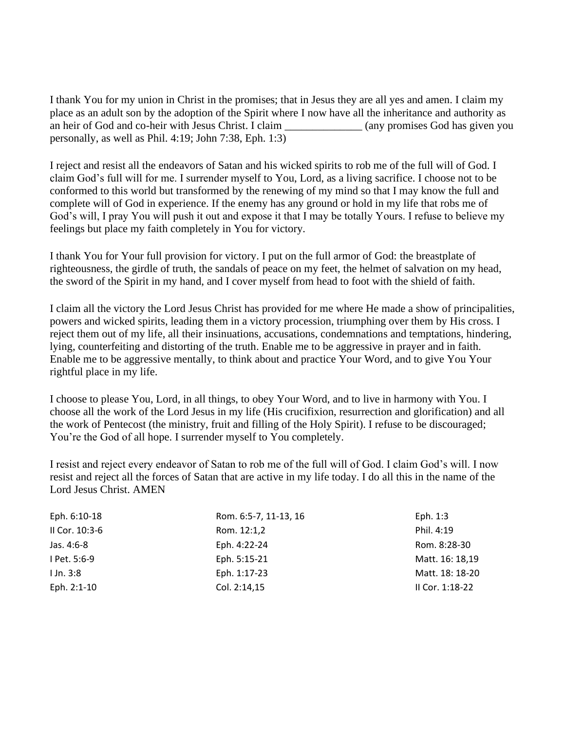I thank You for my union in Christ in the promises; that in Jesus they are all yes and amen. I claim my place as an adult son by the adoption of the Spirit where I now have all the inheritance and authority as an heir of God and co-heir with Jesus Christ. I claim ______________ (any promises God has given you personally, as well as Phil. 4:19; John 7:38, Eph. 1:3)

I reject and resist all the endeavors of Satan and his wicked spirits to rob me of the full will of God. I claim God's full will for me. I surrender myself to You, Lord, as a living sacrifice. I choose not to be conformed to this world but transformed by the renewing of my mind so that I may know the full and complete will of God in experience. If the enemy has any ground or hold in my life that robs me of God's will, I pray You will push it out and expose it that I may be totally Yours. I refuse to believe my feelings but place my faith completely in You for victory.

I thank You for Your full provision for victory. I put on the full armor of God: the breastplate of righteousness, the girdle of truth, the sandals of peace on my feet, the helmet of salvation on my head, the sword of the Spirit in my hand, and I cover myself from head to foot with the shield of faith.

I claim all the victory the Lord Jesus Christ has provided for me where He made a show of principalities, powers and wicked spirits, leading them in a victory procession, triumphing over them by His cross. I reject them out of my life, all their insinuations, accusations, condemnations and temptations, hindering, lying, counterfeiting and distorting of the truth. Enable me to be aggressive in prayer and in faith. Enable me to be aggressive mentally, to think about and practice Your Word, and to give You Your rightful place in my life.

I choose to please You, Lord, in all things, to obey Your Word, and to live in harmony with You. I choose all the work of the Lord Jesus in my life (His crucifixion, resurrection and glorification) and all the work of Pentecost (the ministry, fruit and filling of the Holy Spirit). I refuse to be discouraged; You're the God of all hope. I surrender myself to You completely.

I resist and reject every endeavor of Satan to rob me of the full will of God. I claim God's will. I now resist and reject all the forces of Satan that are active in my life today. I do all this in the name of the Lord Jesus Christ. AMEN

| | | |
|---|---|---|
| Eph. 6:10-18 | Rom. 6:5-7, 11-13, 16 | Eph. 1:3 |
| II Cor. 10:3-6 | Rom. 12:1,2 | Phil. 4:19 |
| Jas. 4:6-8 | Eph. 4:22-24 | Rom. 8:28-30 |
| I Pet. 5:6-9 | Eph. 5:15-21 | Matt. 16: 18,19 |
| I Jn. 3:8 | Eph. 1:17-23 | Matt. 18: 18-20 |
| Eph. 2:1-10 | Col. 2:14,15 | II Cor. 1:18-22 |